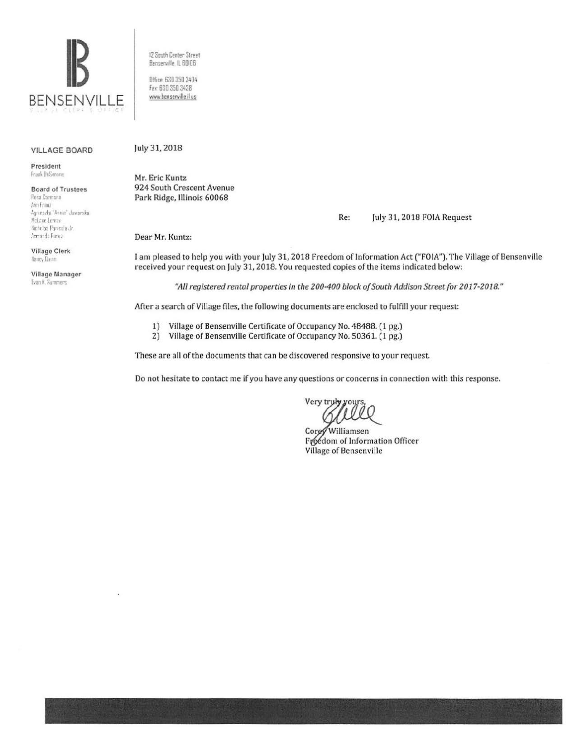BENSENVILLE
VILLAGE CLERK'S OFFICE

12 South Center Street
Bensenville, IL 60106

Office: 630.350.3404
Fax: 630.350.3438
www.bensenville.il.us

**VILLAGE BOARD**

**President**
Frank DeSimone

**Board of Trustees**
Rosa Carmona
Ann Franz
Agnieszka "Annie" Jaworska
McLane Lomax
Nicholas Panicola Jr.
Armando Perez

**Village Clerk**
Nancy Quinn

**Village Manager**
Evan K. Summers

July 31, 2018

Mr. Eric Kuntz
924 South Crescent Avenue
Park Ridge, Illinois 60068

Re: July 31, 2018 FOIA Request

Dear Mr. Kuntz:

I am pleased to help you with your July 31, 2018 Freedom of Information Act ("FOIA"). The Village of Bensenville received your request on July 31, 2018. You requested copies of the items indicated below:

*"All registered rental properties in the 200-400 block of South Addison Street for 2017-2018."*

After a search of Village files, the following documents are enclosed to fulfill your request:

1) Village of Bensenville Certificate of Occupancy No. 48488. (1 pg.)
2) Village of Bensenville Certificate of Occupancy No. 50361. (1 pg.)

These are all of the documents that can be discovered responsive to your request.

Do not hesitate to contact me if you have any questions or concerns in connection with this response.

Very truly yours,

Corey Williamsen
Freedom of Information Officer
Village of Bensenville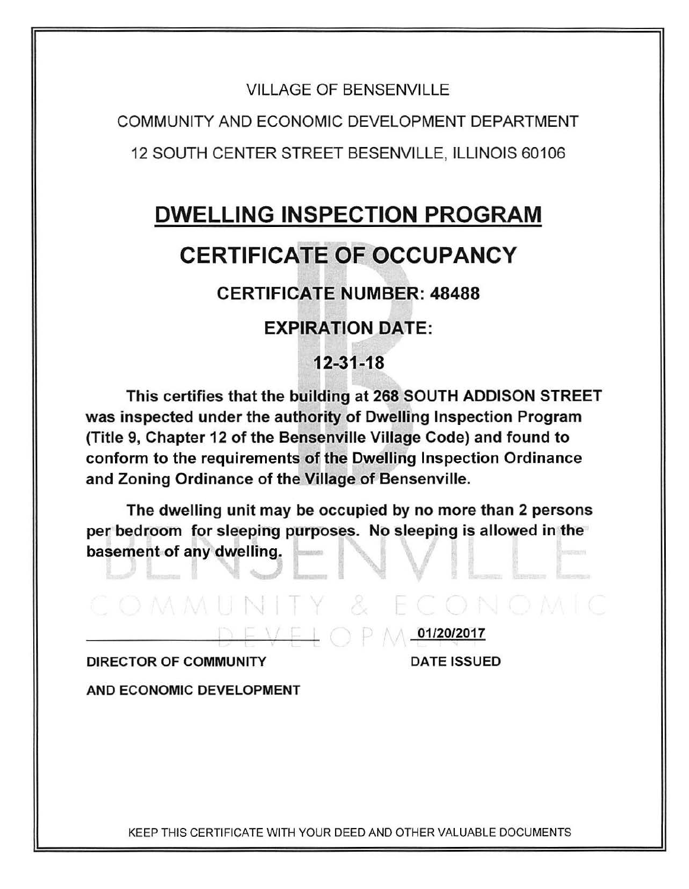VILLAGE OF BENSENVILLE

COMMUNITY AND ECONOMIC DEVELOPMENT DEPARTMENT

12 SOUTH CENTER STREET BESENVILLE, ILLINOIS 60106

# DWELLING INSPECTION PROGRAM

## CERTIFICATE OF OCCUPANCY

### CERTIFICATE NUMBER: 48488

### EXPIRATION DATE:

### 12-31-18

**This certifies that the building at 268 SOUTH ADDISON STREET was inspected under the authority of Dwelling Inspection Program (Title 9, Chapter 12 of the Bensenville Village Code) and found to conform to the requirements of the Dwelling Inspection Ordinance and Zoning Ordinance of the Village of Bensenville.**

**The dwelling unit may be occupied by no more than 2 persons per bedroom for sleeping purposes. No sleeping is allowed in the basement of any dwelling.**

| ______________________ | 01/20/2017 |
|---|---|
| **DIRECTOR OF COMMUNITY AND ECONOMIC DEVELOPMENT** | **DATE ISSUED** |

KEEP THIS CERTIFICATE WITH YOUR DEED AND OTHER VALUABLE DOCUMENTS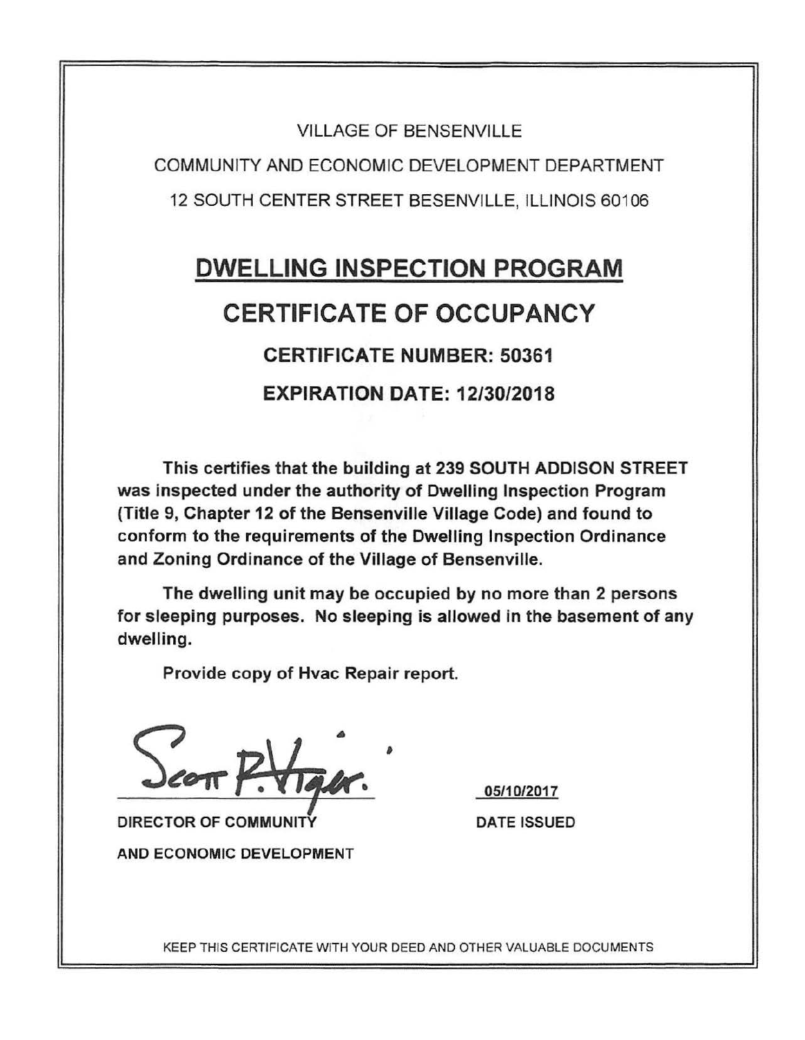VILLAGE OF BENSENVILLE

COMMUNITY AND ECONOMIC DEVELOPMENT DEPARTMENT

12 SOUTH CENTER STREET BESENVILLE, ILLINOIS 60106

# DWELLING INSPECTION PROGRAM

# CERTIFICATE OF OCCUPANCY

## CERTIFICATE NUMBER: 50361

## EXPIRATION DATE: 12/30/2018

**This certifies that the building at 239 SOUTH ADDISON STREET was inspected under the authority of Dwelling Inspection Program (Title 9, Chapter 12 of the Bensenville Village Code) and found to conform to the requirements of the Dwelling Inspection Ordinance and Zoning Ordinance of the Village of Bensenville.**

**The dwelling unit may be occupied by no more than 2 persons for sleeping purposes. No sleeping is allowed in the basement of any dwelling.**

**Provide copy of Hvac Repair report.**

Scott R. Viger

**DIRECTOR OF COMMUNITY AND ECONOMIC DEVELOPMENT**

**05/10/2017**

**DATE ISSUED**

KEEP THIS CERTIFICATE WITH YOUR DEED AND OTHER VALUABLE DOCUMENTS